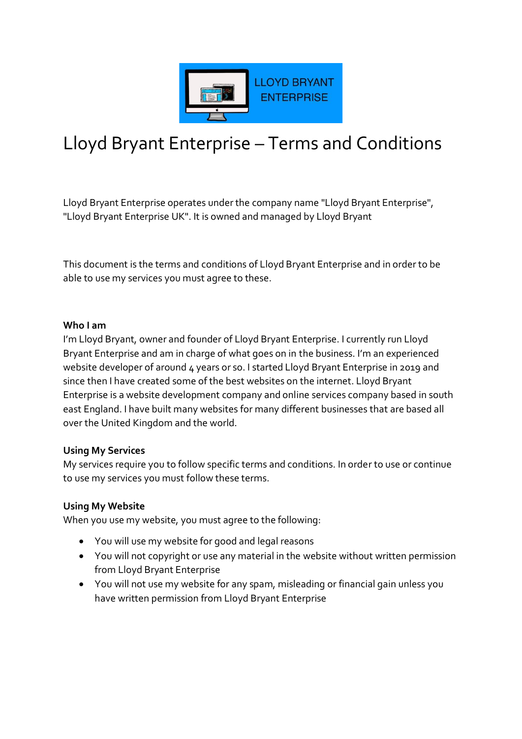# Lloyd Bryant Enterprise – Terms and Conditions

Lloyd Bryant Enterprise operates under the company name "Lloyd Bryant Enterprise", "Lloyd Bryant Enterprise UK". It is owned and managed by Lloyd Bryant

This document is the terms and conditions of Lloyd Bryant Enterprise and in order to be able to use my services you must agree to these.

**Who I am**

I'm Lloyd Bryant, owner and founder of Lloyd Bryant Enterprise. I currently run Lloyd Bryant Enterprise and am in charge of what goes on in the business. I'm an experienced website developer of around 4 years or so. I started Lloyd Bryant Enterprise in 2019 and since then I have created some of the best websites on the internet. Lloyd Bryant Enterprise is a website development company and online services company based in south east England. I have built many websites for many different businesses that are based all over the United Kingdom and the world.

**Using My Services**

My services require you to follow specific terms and conditions. In order to use or continue to use my services you must follow these terms.

**Using My Website**

When you use my website, you must agree to the following:

- You will use my website for good and legal reasons
- You will not copyright or use any material in the website without written permission from Lloyd Bryant Enterprise
- You will not use my website for any spam, misleading or financial gain unless you have written permission from Lloyd Bryant Enterprise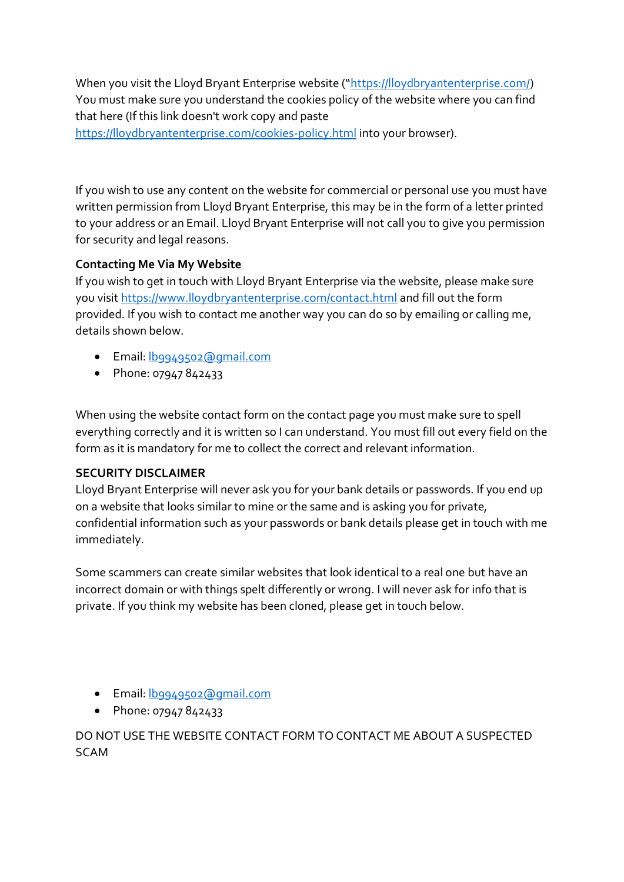When you visit the Lloyd Bryant Enterprise website ("https://lloydbryantenterprise.com/) You must make sure you understand the cookies policy of the website where you can find that here (If this link doesn't work copy and paste https://lloydbryantenterprise.com/cookies-policy.html into your browser).

If you wish to use any content on the website for commercial or personal use you must have written permission from Lloyd Bryant Enterprise, this may be in the form of a letter printed to your address or an Email. Lloyd Bryant Enterprise will not call you to give you permission for security and legal reasons.

**Contacting Me Via My Website**

If you wish to get in touch with Lloyd Bryant Enterprise via the website, please make sure you visit https://www.lloydbryantenterprise.com/contact.html and fill out the form provided. If you wish to contact me another way you can do so by emailing or calling me, details shown below.

- Email: lb9949502@gmail.com
- Phone: 07947 842433

When using the website contact form on the contact page you must make sure to spell everything correctly and it is written so I can understand. You must fill out every field on the form as it is mandatory for me to collect the correct and relevant information.

**SECURITY DISCLAIMER**

Lloyd Bryant Enterprise will never ask you for your bank details or passwords. If you end up on a website that looks similar to mine or the same and is asking you for private, confidential information such as your passwords or bank details please get in touch with me immediately.

Some scammers can create similar websites that look identical to a real one but have an incorrect domain or with things spelt differently or wrong. I will never ask for info that is private. If you think my website has been cloned, please get in touch below.

- Email: lb9949502@gmail.com
- Phone: 07947 842433

DO NOT USE THE WEBSITE CONTACT FORM TO CONTACT ME ABOUT A SUSPECTED SCAM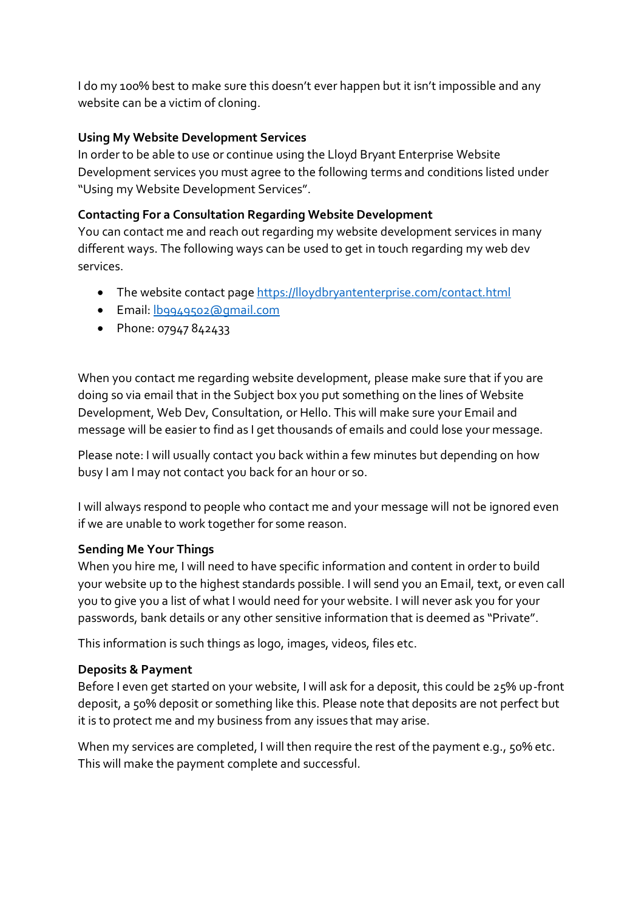I do my 100% best to make sure this doesn't ever happen but it isn't impossible and any website can be a victim of cloning.

**Using My Website Development Services**

In order to be able to use or continue using the Lloyd Bryant Enterprise Website Development services you must agree to the following terms and conditions listed under "Using my Website Development Services".

**Contacting For a Consultation Regarding Website Development**

You can contact me and reach out regarding my website development services in many different ways. The following ways can be used to get in touch regarding my web dev services.

- The website contact page [https://lloydbryantenterprise.com/contact.html](https://lloydbryantenterprise.com/contact.html)
- Email: [lb9949502@gmail.com](mailto:lb9949502@gmail.com)
- Phone: 07947 842433

When you contact me regarding website development, please make sure that if you are doing so via email that in the Subject box you put something on the lines of Website Development, Web Dev, Consultation, or Hello. This will make sure your Email and message will be easier to find as I get thousands of emails and could lose your message.

Please note: I will usually contact you back within a few minutes but depending on how busy I am I may not contact you back for an hour or so.

I will always respond to people who contact me and your message will not be ignored even if we are unable to work together for some reason.

**Sending Me Your Things**

When you hire me, I will need to have specific information and content in order to build your website up to the highest standards possible. I will send you an Email, text, or even call you to give you a list of what I would need for your website. I will never ask you for your passwords, bank details or any other sensitive information that is deemed as "Private".

This information is such things as logo, images, videos, files etc.

**Deposits & Payment**

Before I even get started on your website, I will ask for a deposit, this could be 25% up-front deposit, a 50% deposit or something like this. Please note that deposits are not perfect but it is to protect me and my business from any issues that may arise.

When my services are completed, I will then require the rest of the payment e.g., 50% etc. This will make the payment complete and successful.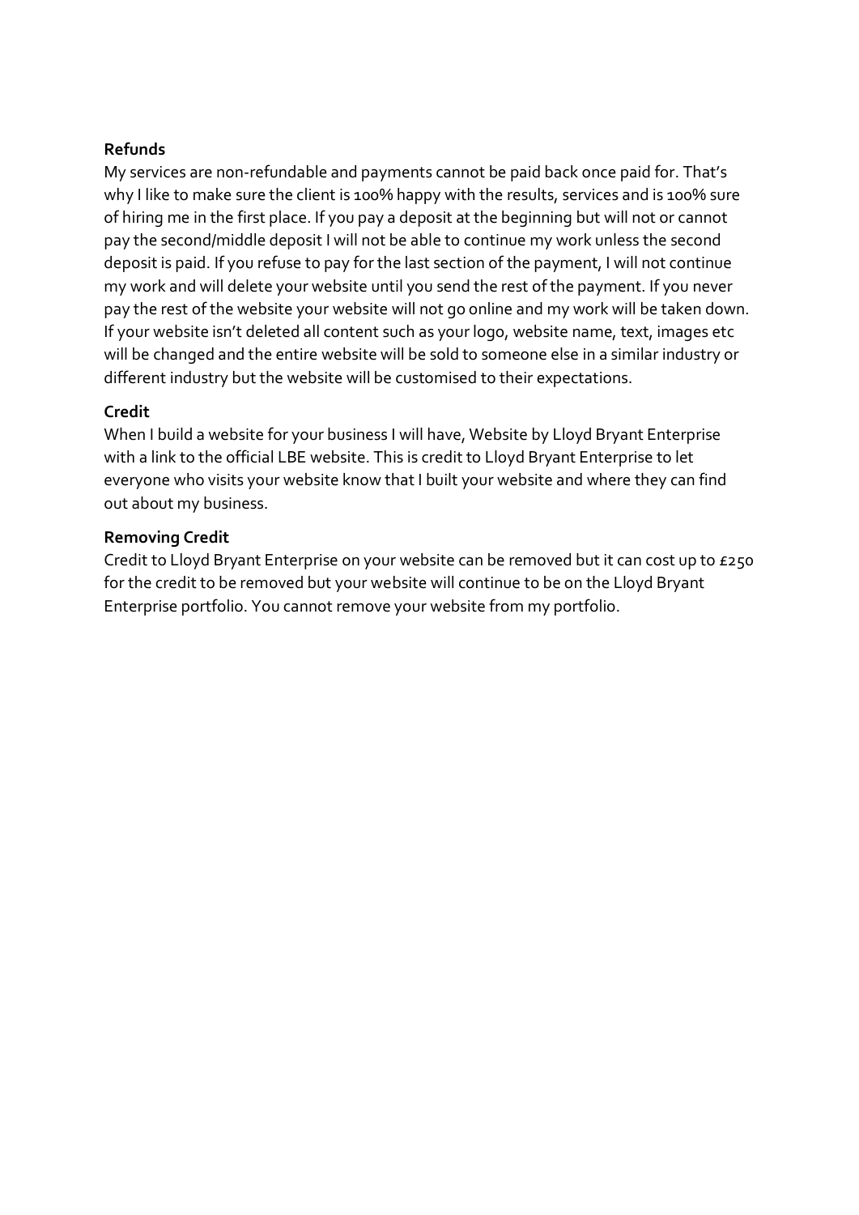**Refunds**

My services are non-refundable and payments cannot be paid back once paid for. That's why I like to make sure the client is 100% happy with the results, services and is 100% sure of hiring me in the first place. If you pay a deposit at the beginning but will not or cannot pay the second/middle deposit I will not be able to continue my work unless the second deposit is paid. If you refuse to pay for the last section of the payment, I will not continue my work and will delete your website until you send the rest of the payment. If you never pay the rest of the website your website will not go online and my work will be taken down. If your website isn't deleted all content such as your logo, website name, text, images etc will be changed and the entire website will be sold to someone else in a similar industry or different industry but the website will be customised to their expectations.

**Credit**

When I build a website for your business I will have, Website by Lloyd Bryant Enterprise with a link to the official LBE website. This is credit to Lloyd Bryant Enterprise to let everyone who visits your website know that I built your website and where they can find out about my business.

**Removing Credit**

Credit to Lloyd Bryant Enterprise on your website can be removed but it can cost up to £250 for the credit to be removed but your website will continue to be on the Lloyd Bryant Enterprise portfolio. You cannot remove your website from my portfolio.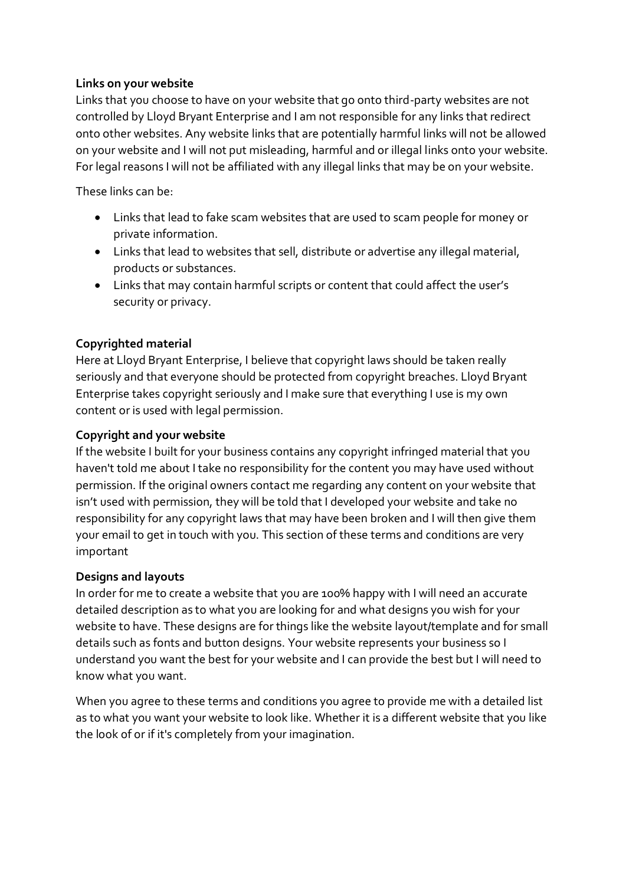**Links on your website**

Links that you choose to have on your website that go onto third-party websites are not controlled by Lloyd Bryant Enterprise and I am not responsible for any links that redirect onto other websites. Any website links that are potentially harmful links will not be allowed on your website and I will not put misleading, harmful and or illegal links onto your website. For legal reasons I will not be affiliated with any illegal links that may be on your website.

These links can be:

- Links that lead to fake scam websites that are used to scam people for money or private information.
- Links that lead to websites that sell, distribute or advertise any illegal material, products or substances.
- Links that may contain harmful scripts or content that could affect the user's security or privacy.

**Copyrighted material**

Here at Lloyd Bryant Enterprise, I believe that copyright laws should be taken really seriously and that everyone should be protected from copyright breaches. Lloyd Bryant Enterprise takes copyright seriously and I make sure that everything I use is my own content or is used with legal permission.

**Copyright and your website**

If the website I built for your business contains any copyright infringed material that you haven't told me about I take no responsibility for the content you may have used without permission. If the original owners contact me regarding any content on your website that isn't used with permission, they will be told that I developed your website and take no responsibility for any copyright laws that may have been broken and I will then give them your email to get in touch with you. This section of these terms and conditions are very important

**Designs and layouts**

In order for me to create a website that you are 100% happy with I will need an accurate detailed description as to what you are looking for and what designs you wish for your website to have. These designs are for things like the website layout/template and for small details such as fonts and button designs. Your website represents your business so I understand you want the best for your website and I can provide the best but I will need to know what you want.

When you agree to these terms and conditions you agree to provide me with a detailed list as to what you want your website to look like. Whether it is a different website that you like the look of or if it's completely from your imagination.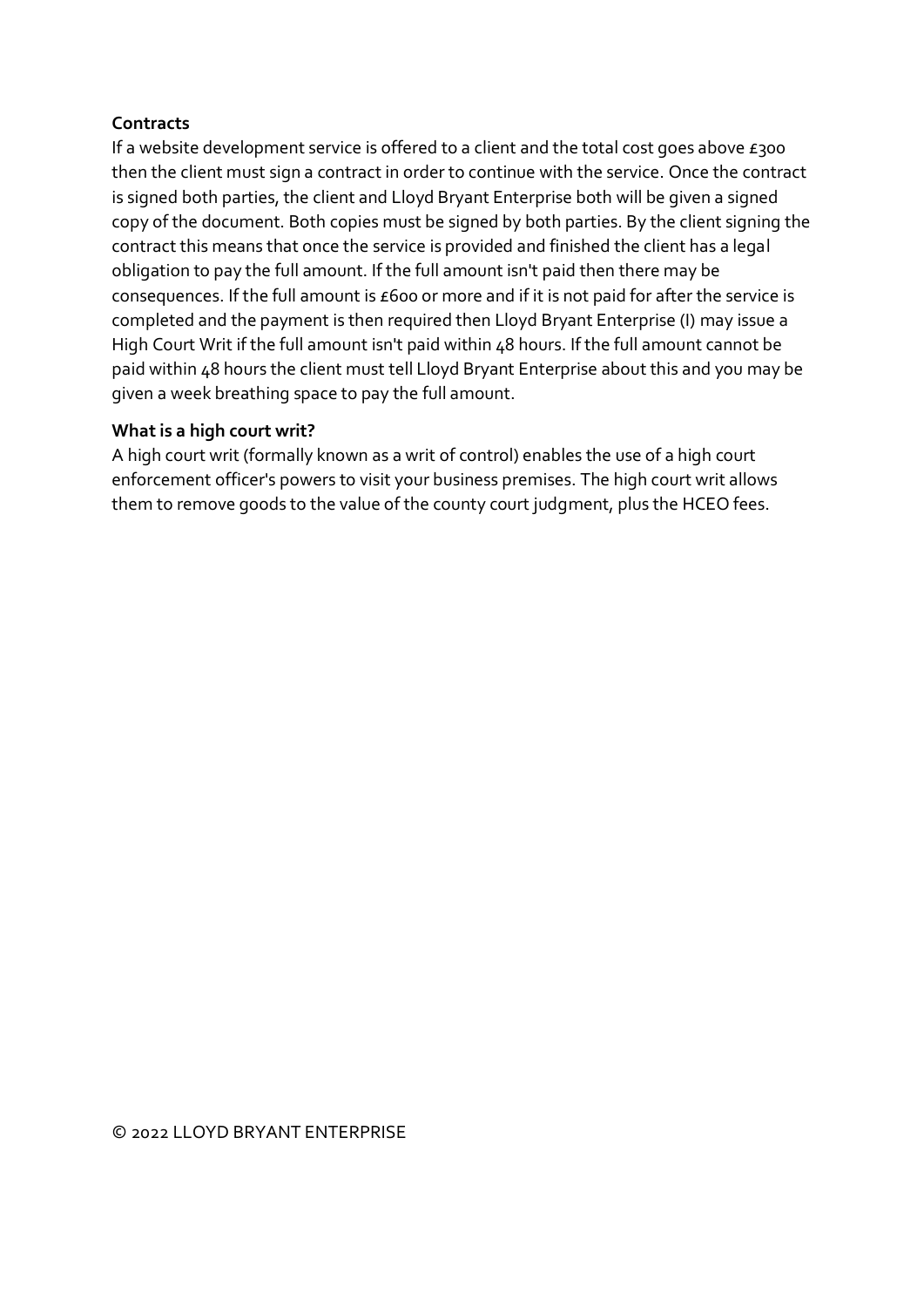**Contracts**

If a website development service is offered to a client and the total cost goes above £300 then the client must sign a contract in order to continue with the service. Once the contract is signed both parties, the client and Lloyd Bryant Enterprise both will be given a signed copy of the document. Both copies must be signed by both parties. By the client signing the contract this means that once the service is provided and finished the client has a legal obligation to pay the full amount. If the full amount isn't paid then there may be consequences. If the full amount is £600 or more and if it is not paid for after the service is completed and the payment is then required then Lloyd Bryant Enterprise (I) may issue a High Court Writ if the full amount isn't paid within 48 hours. If the full amount cannot be paid within 48 hours the client must tell Lloyd Bryant Enterprise about this and you may be given a week breathing space to pay the full amount.

**What is a high court writ?**

A high court writ (formally known as a writ of control) enables the use of a high court enforcement officer's powers to visit your business premises. The high court writ allows them to remove goods to the value of the county court judgment, plus the HCEO fees.

© 2022 LLOYD BRYANT ENTERPRISE